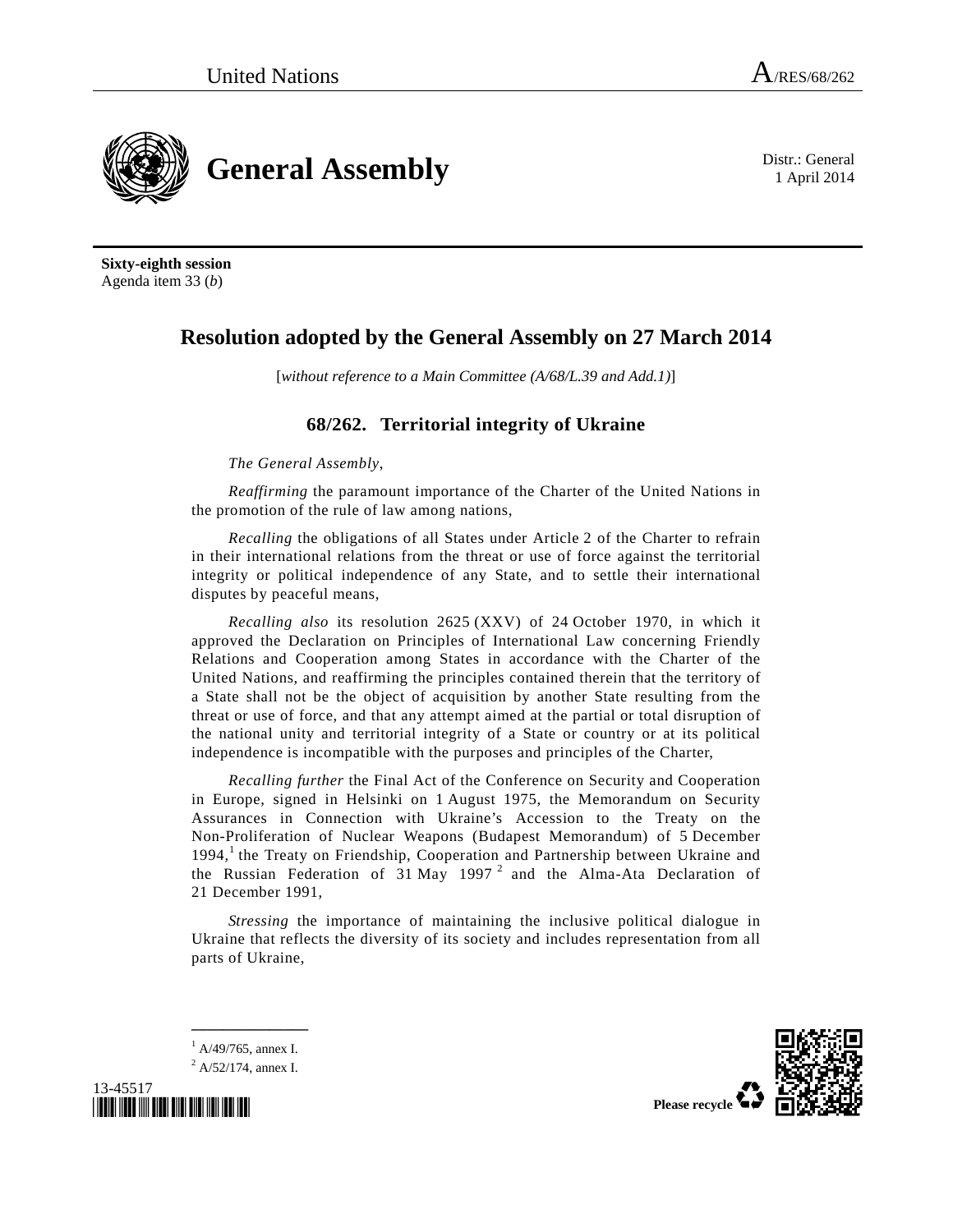United Nations A/RES/68/262

# General Assembly

Distr.: General
1 April 2014

**Sixty-eighth session**
Agenda item 33 (*b*)

## Resolution adopted by the General Assembly on 27 March 2014

[*without reference to a Main Committee (A/68/L.39 and Add.1)*]

### 68/262. Territorial integrity of Ukraine

*The General Assembly*,

*Reaffirming* the paramount importance of the Charter of the United Nations in the promotion of the rule of law among nations,

*Recalling* the obligations of all States under Article 2 of the Charter to refrain in their international relations from the threat or use of force against the territorial integrity or political independence of any State, and to settle their international disputes by peaceful means,

*Recalling also* its resolution 2625 (XXV) of 24 October 1970, in which it approved the Declaration on Principles of International Law concerning Friendly Relations and Cooperation among States in accordance with the Charter of the United Nations, and reaffirming the principles contained therein that the territory of a State shall not be the object of acquisition by another State resulting from the threat or use of force, and that any attempt aimed at the partial or total disruption of the national unity and territorial integrity of a State or country or at its political independence is incompatible with the purposes and principles of the Charter,

*Recalling further* the Final Act of the Conference on Security and Cooperation in Europe, signed in Helsinki on 1 August 1975, the Memorandum on Security Assurances in Connection with Ukraine's Accession to the Treaty on the Non-Proliferation of Nuclear Weapons (Budapest Memorandum) of 5 December 1994,[1] the Treaty on Friendship, Cooperation and Partnership between Ukraine and the Russian Federation of 31 May 1997[2] and the Alma-Ata Declaration of 21 December 1991,

*Stressing* the importance of maintaining the inclusive political dialogue in Ukraine that reflects the diversity of its society and includes representation from all parts of Ukraine,

---

[1] A/49/765, annex I.
[2] A/52/174, annex I.

13-45517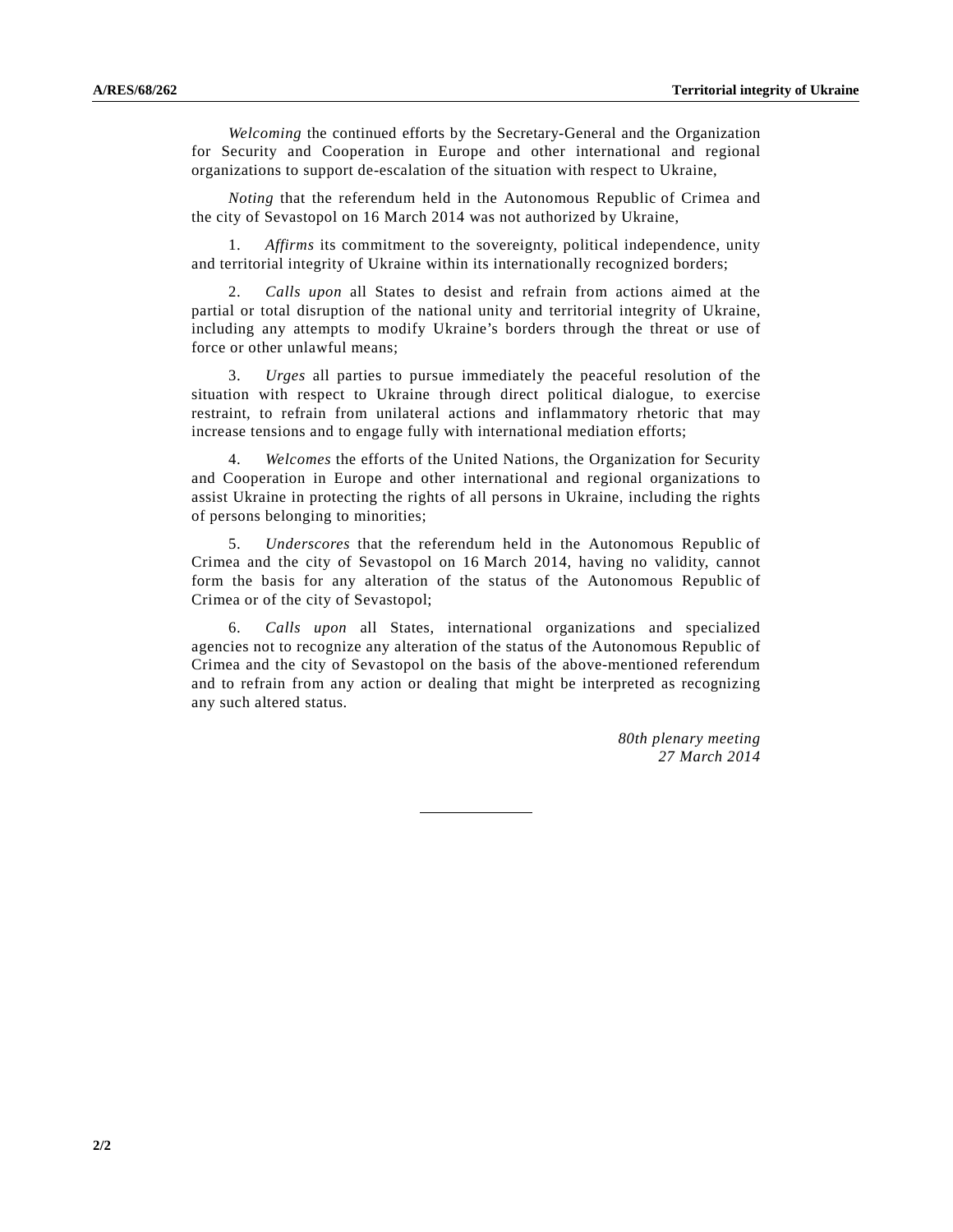*Welcoming* the continued efforts by the Secretary-General and the Organization for Security and Cooperation in Europe and other international and regional organizations to support de-escalation of the situation with respect to Ukraine,

*Noting* that the referendum held in the Autonomous Republic of Crimea and the city of Sevastopol on 16 March 2014 was not authorized by Ukraine,

1. *Affirms* its commitment to the sovereignty, political independence, unity and territorial integrity of Ukraine within its internationally recognized borders;

2. *Calls upon* all States to desist and refrain from actions aimed at the partial or total disruption of the national unity and territorial integrity of Ukraine, including any attempts to modify Ukraine's borders through the threat or use of force or other unlawful means;

3. *Urges* all parties to pursue immediately the peaceful resolution of the situation with respect to Ukraine through direct political dialogue, to exercise restraint, to refrain from unilateral actions and inflammatory rhetoric that may increase tensions and to engage fully with international mediation efforts;

4. *Welcomes* the efforts of the United Nations, the Organization for Security and Cooperation in Europe and other international and regional organizations to assist Ukraine in protecting the rights of all persons in Ukraine, including the rights of persons belonging to minorities;

5. *Underscores* that the referendum held in the Autonomous Republic of Crimea and the city of Sevastopol on 16 March 2014, having no validity, cannot form the basis for any alteration of the status of the Autonomous Republic of Crimea or of the city of Sevastopol;

6. *Calls upon* all States, international organizations and specialized agencies not to recognize any alteration of the status of the Autonomous Republic of Crimea and the city of Sevastopol on the basis of the above-mentioned referendum and to refrain from any action or dealing that might be interpreted as recognizing any such altered status.

*80th plenary meeting*
*27 March 2014*